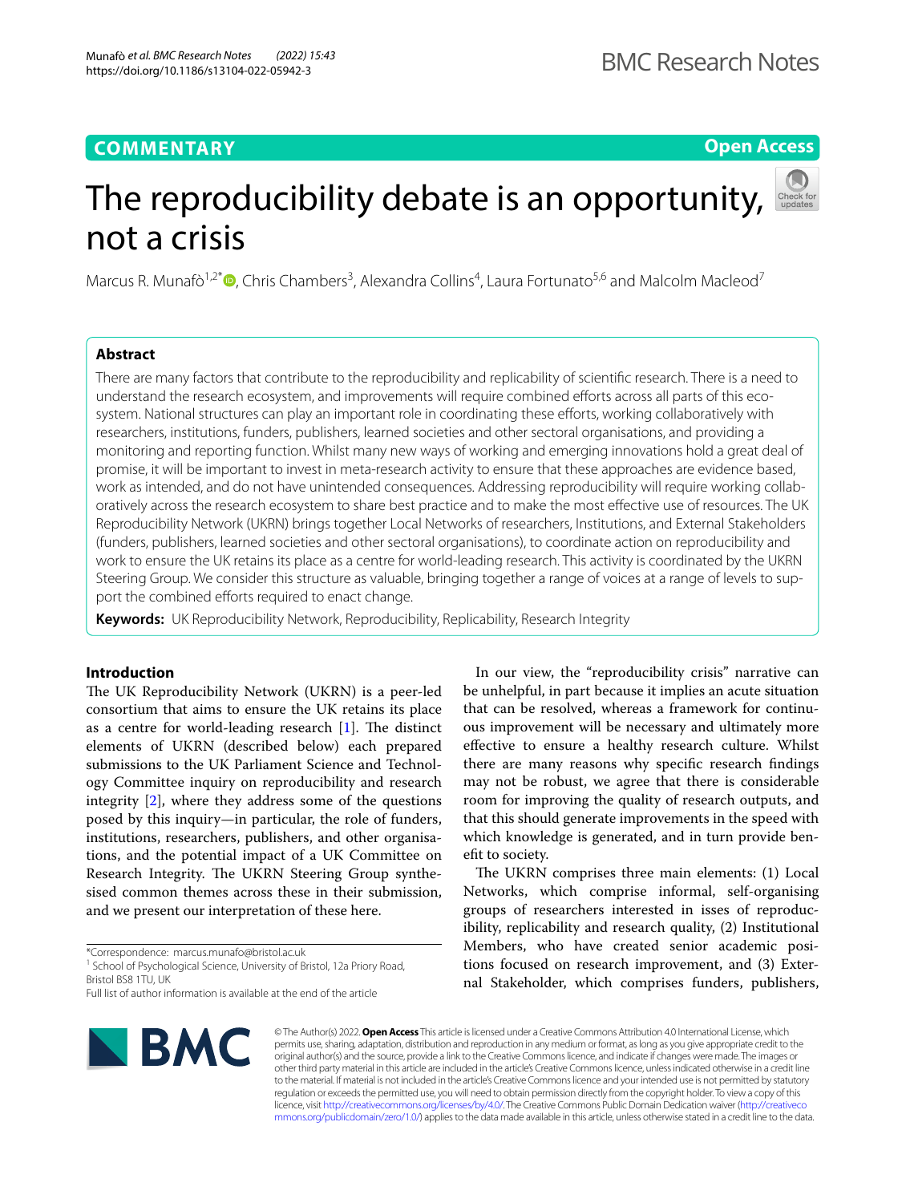COMMENTARY

Open Access

# The reproducibility debate is an opportunity, not a crisis

Marcus R. Munafò[1,2*], Chris Chambers[3], Alexandra Collins[4], Laura Fortunato[5,6] and Malcolm Macleod[7]

## Abstract

There are many factors that contribute to the reproducibility and replicability of scientific research. There is a need to understand the research ecosystem, and improvements will require combined efforts across all parts of this ecosystem. National structures can play an important role in coordinating these efforts, working collaboratively with researchers, institutions, funders, publishers, learned societies and other sectoral organisations, and providing a monitoring and reporting function. Whilst many new ways of working and emerging innovations hold a great deal of promise, it will be important to invest in meta-research activity to ensure that these approaches are evidence based, work as intended, and do not have unintended consequences. Addressing reproducibility will require working collaboratively across the research ecosystem to share best practice and to make the most effective use of resources. The UK Reproducibility Network (UKRN) brings together Local Networks of researchers, Institutions, and External Stakeholders (funders, publishers, learned societies and other sectoral organisations), to coordinate action on reproducibility and work to ensure the UK retains its place as a centre for world-leading research. This activity is coordinated by the UKRN Steering Group. We consider this structure as valuable, bringing together a range of voices at a range of levels to support the combined efforts required to enact change.

**Keywords:** UK Reproducibility Network, Reproducibility, Replicability, Research Integrity

## Introduction

The UK Reproducibility Network (UKRN) is a peer-led consortium that aims to ensure the UK retains its place as a centre for world-leading research [1]. The distinct elements of UKRN (described below) each prepared submissions to the UK Parliament Science and Technology Committee inquiry on reproducibility and research integrity [2], where they address some of the questions posed by this inquiry—in particular, the role of funders, institutions, researchers, publishers, and other organisations, and the potential impact of a UK Committee on Research Integrity. The UKRN Steering Group synthesised common themes across these in their submission, and we present our interpretation of these here.

In our view, the "reproducibility crisis" narrative can be unhelpful, in part because it implies an acute situation that can be resolved, whereas a framework for continuous improvement will be necessary and ultimately more effective to ensure a healthy research culture. Whilst there are many reasons why specific research findings may not be robust, we agree that there is considerable room for improving the quality of research outputs, and that this should generate improvements in the speed with which knowledge is generated, and in turn provide benefit to society.

The UKRN comprises three main elements: (1) Local Networks, which comprise informal, self-organising groups of researchers interested in isses of reproducibility, replicability and research quality, (2) Institutional Members, who have created senior academic positions focused on research improvement, and (3) External Stakeholder, which comprises funders, publishers,

*Correspondence: marcus.munafo@bristol.ac.uk
[1] School of Psychological Science, University of Bristol, 12a Priory Road, Bristol BS8 1TU, UK
Full list of author information is available at the end of the article

© The Author(s) 2022. **Open Access** This article is licensed under a Creative Commons Attribution 4.0 International License, which permits use, sharing, adaptation, distribution and reproduction in any medium or format, as long as you give appropriate credit to the original author(s) and the source, provide a link to the Creative Commons licence, and indicate if changes were made. The images or other third party material in this article are included in the article's Creative Commons licence, unless indicated otherwise in a credit line to the material. If material is not included in the article's Creative Commons licence and your intended use is not permitted by statutory regulation or exceeds the permitted use, you will need to obtain permission directly from the copyright holder. To view a copy of this licence, visit http://creativecommons.org/licenses/by/4.0/. The Creative Commons Public Domain Dedication waiver (http://creativecommons.org/publicdomain/zero/1.0/) applies to the data made available in this article, unless otherwise stated in a credit line to the data.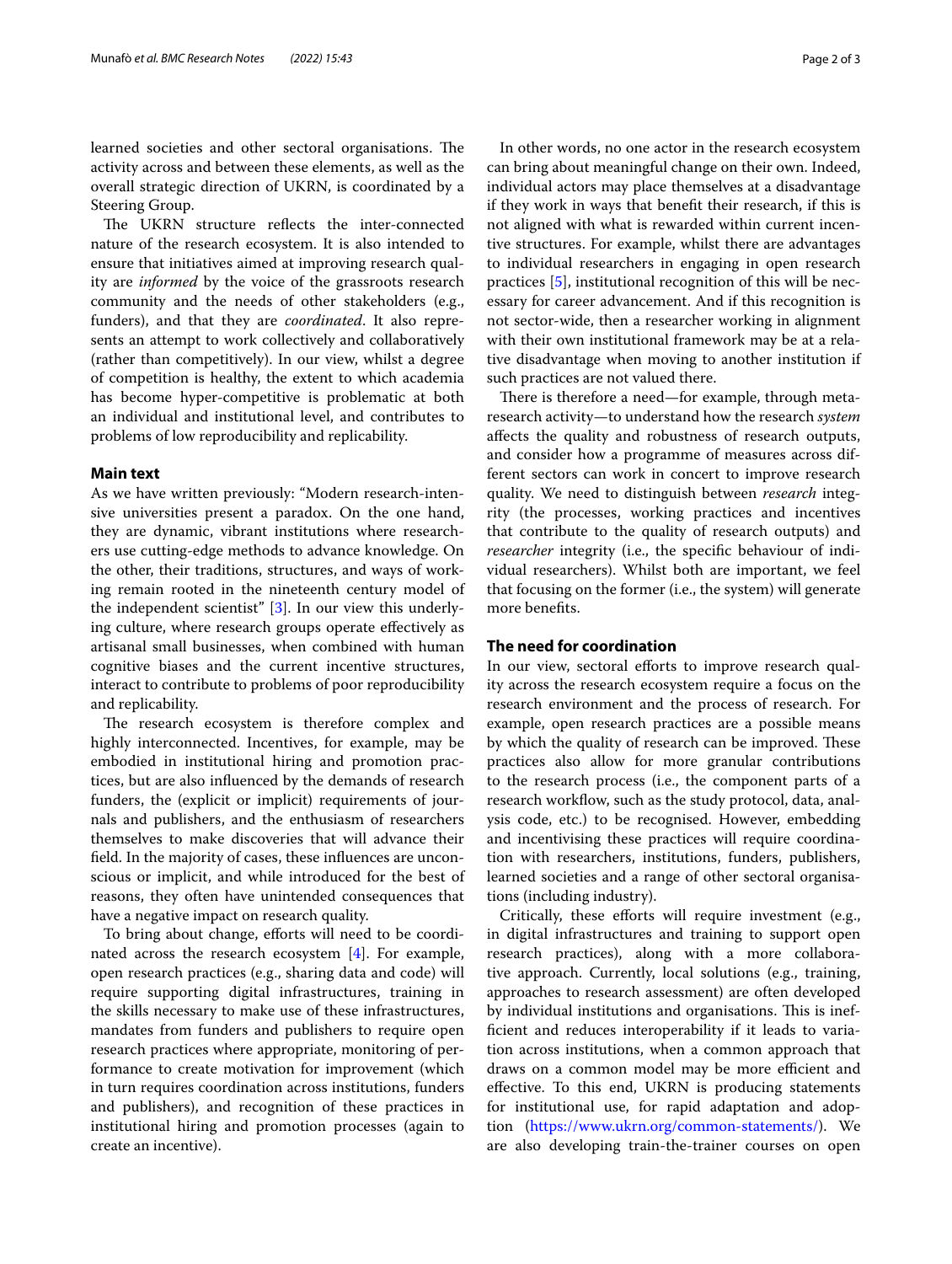learned societies and other sectoral organisations. The activity across and between these elements, as well as the overall strategic direction of UKRN, is coordinated by a Steering Group.

The UKRN structure reflects the inter-connected nature of the research ecosystem. It is also intended to ensure that initiatives aimed at improving research quality are *informed* by the voice of the grassroots research community and the needs of other stakeholders (e.g., funders), and that they are *coordinated*. It also represents an attempt to work collectively and collaboratively (rather than competitively). In our view, whilst a degree of competition is healthy, the extent to which academia has become hyper-competitive is problematic at both an individual and institutional level, and contributes to problems of low reproducibility and replicability.

## Main text

As we have written previously: "Modern research-intensive universities present a paradox. On the one hand, they are dynamic, vibrant institutions where researchers use cutting-edge methods to advance knowledge. On the other, their traditions, structures, and ways of working remain rooted in the nineteenth century model of the independent scientist" [3]. In our view this underlying culture, where research groups operate effectively as artisanal small businesses, when combined with human cognitive biases and the current incentive structures, interact to contribute to problems of poor reproducibility and replicability.

The research ecosystem is therefore complex and highly interconnected. Incentives, for example, may be embodied in institutional hiring and promotion practices, but are also influenced by the demands of research funders, the (explicit or implicit) requirements of journals and publishers, and the enthusiasm of researchers themselves to make discoveries that will advance their field. In the majority of cases, these influences are unconscious or implicit, and while introduced for the best of reasons, they often have unintended consequences that have a negative impact on research quality.

To bring about change, efforts will need to be coordinated across the research ecosystem [4]. For example, open research practices (e.g., sharing data and code) will require supporting digital infrastructures, training in the skills necessary to make use of these infrastructures, mandates from funders and publishers to require open research practices where appropriate, monitoring of performance to create motivation for improvement (which in turn requires coordination across institutions, funders and publishers), and recognition of these practices in institutional hiring and promotion processes (again to create an incentive).

In other words, no one actor in the research ecosystem can bring about meaningful change on their own. Indeed, individual actors may place themselves at a disadvantage if they work in ways that benefit their research, if this is not aligned with what is rewarded within current incentive structures. For example, whilst there are advantages to individual researchers in engaging in open research practices [5], institutional recognition of this will be necessary for career advancement. And if this recognition is not sector-wide, then a researcher working in alignment with their own institutional framework may be at a relative disadvantage when moving to another institution if such practices are not valued there.

There is therefore a need—for example, through meta-research activity—to understand how the research *system* affects the quality and robustness of research outputs, and consider how a programme of measures across different sectors can work in concert to improve research quality. We need to distinguish between *research* integrity (the processes, working practices and incentives that contribute to the quality of research outputs) and *researcher* integrity (i.e., the specific behaviour of individual researchers). Whilst both are important, we feel that focusing on the former (i.e., the system) will generate more benefits.

## The need for coordination

In our view, sectoral efforts to improve research quality across the research ecosystem require a focus on the research environment and the process of research. For example, open research practices are a possible means by which the quality of research can be improved. These practices also allow for more granular contributions to the research process (i.e., the component parts of a research workflow, such as the study protocol, data, analysis code, etc.) to be recognised. However, embedding and incentivising these practices will require coordination with researchers, institutions, funders, publishers, learned societies and a range of other sectoral organisations (including industry).

Critically, these efforts will require investment (e.g., in digital infrastructures and training to support open research practices), along with a more collaborative approach. Currently, local solutions (e.g., training, approaches to research assessment) are often developed by individual institutions and organisations. This is inefficient and reduces interoperability if it leads to variation across institutions, when a common approach that draws on a common model may be more efficient and effective. To this end, UKRN is producing statements for institutional use, for rapid adaptation and adoption (https://www.ukrn.org/common-statements/). We are also developing train-the-trainer courses on open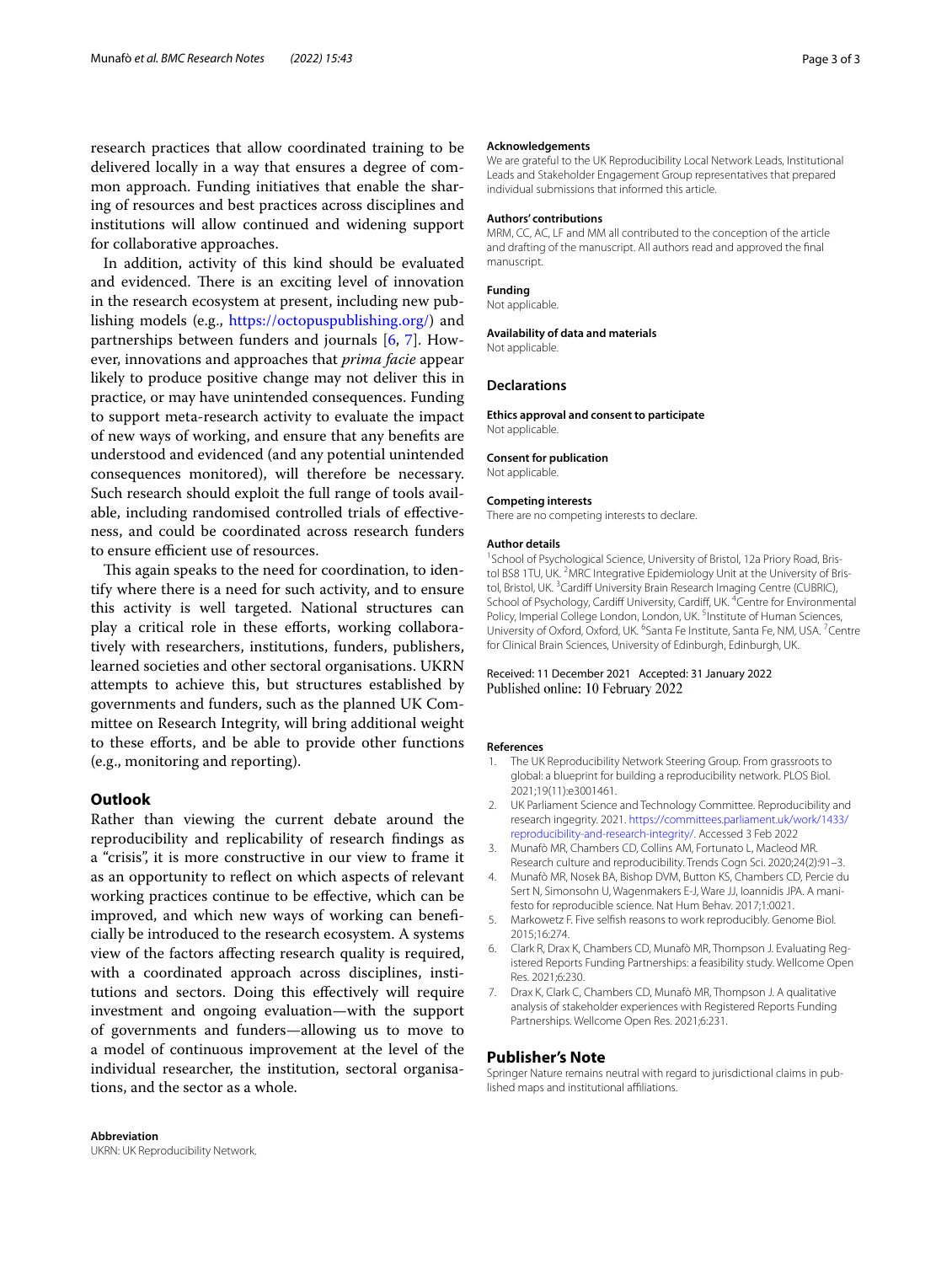research practices that allow coordinated training to be delivered locally in a way that ensures a degree of common approach. Funding initiatives that enable the sharing of resources and best practices across disciplines and institutions will allow continued and widening support for collaborative approaches.

In addition, activity of this kind should be evaluated and evidenced. There is an exciting level of innovation in the research ecosystem at present, including new publishing models (e.g., https://octopuspublishing.org/) and partnerships between funders and journals [6, 7]. However, innovations and approaches that *prima facie* appear likely to produce positive change may not deliver this in practice, or may have unintended consequences. Funding to support meta-research activity to evaluate the impact of new ways of working, and ensure that any benefits are understood and evidenced (and any potential unintended consequences monitored), will therefore be necessary. Such research should exploit the full range of tools available, including randomised controlled trials of effectiveness, and could be coordinated across research funders to ensure efficient use of resources.

This again speaks to the need for coordination, to identify where there is a need for such activity, and to ensure this activity is well targeted. National structures can play a critical role in these efforts, working collaboratively with researchers, institutions, funders, publishers, learned societies and other sectoral organisations. UKRN attempts to achieve this, but structures established by governments and funders, such as the planned UK Committee on Research Integrity, will bring additional weight to these efforts, and be able to provide other functions (e.g., monitoring and reporting).

## Outlook

Rather than viewing the current debate around the reproducibility and replicability of research findings as a "crisis", it is more constructive in our view to frame it as an opportunity to reflect on which aspects of relevant working practices continue to be effective, which can be improved, and which new ways of working can beneficially be introduced to the research ecosystem. A systems view of the factors affecting research quality is required, with a coordinated approach across disciplines, institutions and sectors. Doing this effectively will require investment and ongoing evaluation—with the support of governments and funders—allowing us to move to a model of continuous improvement at the level of the individual researcher, the institution, sectoral organisations, and the sector as a whole.

#### Abbreviation

UKRN: UK Reproducibility Network.

#### Acknowledgements

We are grateful to the UK Reproducibility Local Network Leads, Institutional Leads and Stakeholder Engagement Group representatives that prepared individual submissions that informed this article.

#### Authors' contributions

MRM, CC, AC, LF and MM all contributed to the conception of the article and drafting of the manuscript. All authors read and approved the final manuscript.

#### Funding

Not applicable.

#### Availability of data and materials

Not applicable.

### Declarations

#### Ethics approval and consent to participate

Not applicable.

#### Consent for publication

Not applicable.

#### Competing interests

There are no competing interests to declare.

#### Author details

[1] School of Psychological Science, University of Bristol, 12a Priory Road, Bristol BS8 1TU, UK. [2] MRC Integrative Epidemiology Unit at the University of Bristol, Bristol, UK. [3] Cardiff University Brain Research Imaging Centre (CUBRIC), School of Psychology, Cardiff University, Cardiff, UK. [4] Centre for Environmental Policy, Imperial College London, London, UK. [5] Institute of Human Sciences, University of Oxford, Oxford, UK. [6] Santa Fe Institute, Santa Fe, NM, USA. [7] Centre for Clinical Brain Sciences, University of Edinburgh, Edinburgh, UK.

Received: 11 December 2021 Accepted: 31 January 2022
Published online: 10 February 2022

#### References

1. The UK Reproducibility Network Steering Group. From grassroots to global: a blueprint for building a reproducibility network. PLOS Biol. 2021;19(11):e3001461.
2. UK Parliament Science and Technology Committee. Reproducibility and research ingegrity. 2021. https://committees.parliament.uk/work/1433/reproducibility-and-research-integrity/. Accessed 3 Feb 2022
3. Munafò MR, Chambers CD, Collins AM, Fortunato L, Macleod MR. Research culture and reproducibility. Trends Cogn Sci. 2020;24(2):91–3.
4. Munafò MR, Nosek BA, Bishop DVM, Button KS, Chambers CD, Percie du Sert N, Simonsohn U, Wagenmakers E-J, Ware JJ, Ioannidis JPA. A manifesto for reproducible science. Nat Hum Behav. 2017;1:0021.
5. Markowetz F. Five selfish reasons to work reproducibly. Genome Biol. 2015;16:274.
6. Clark R, Drax K, Chambers CD, Munafò MR, Thompson J. Evaluating Registered Reports Funding Partnerships: a feasibility study. Wellcome Open Res. 2021;6:230.
7. Drax K, Clark C, Chambers CD, Munafò MR, Thompson J. A qualitative analysis of stakeholder experiences with Registered Reports Funding Partnerships. Wellcome Open Res. 2021;6:231.

### Publisher's Note

Springer Nature remains neutral with regard to jurisdictional claims in published maps and institutional affiliations.